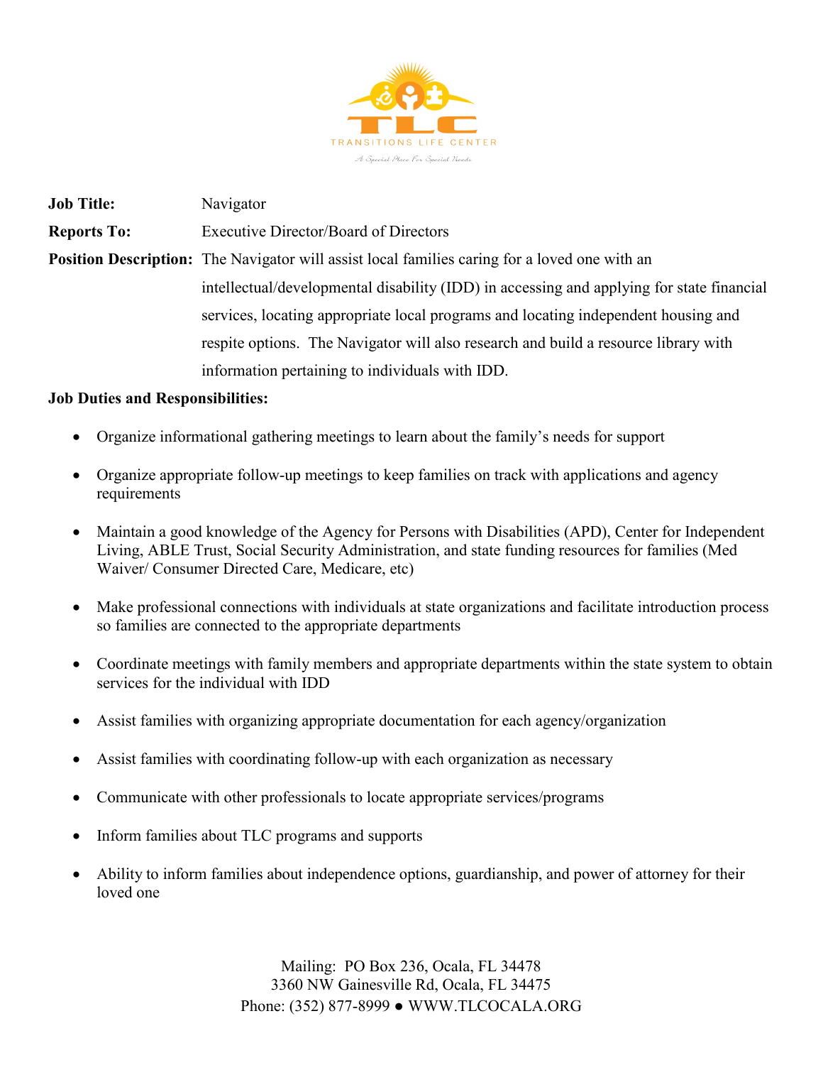TLC

TRANSITIONS LIFE CENTER

A Special Place For Special Needs

**Job Title:** Navigator

**Reports To:** Executive Director/Board of Directors

**Position Description:** The Navigator will assist local families caring for a loved one with an intellectual/developmental disability (IDD) in accessing and applying for state financial services, locating appropriate local programs and locating independent housing and respite options. The Navigator will also research and build a resource library with information pertaining to individuals with IDD.

**Job Duties and Responsibilities:**

- Organize informational gathering meetings to learn about the family's needs for support
- Organize appropriate follow-up meetings to keep families on track with applications and agency requirements
- Maintain a good knowledge of the Agency for Persons with Disabilities (APD), Center for Independent Living, ABLE Trust, Social Security Administration, and state funding resources for families (Med Waiver/ Consumer Directed Care, Medicare, etc)
- Make professional connections with individuals at state organizations and facilitate introduction process so families are connected to the appropriate departments
- Coordinate meetings with family members and appropriate departments within the state system to obtain services for the individual with IDD
- Assist families with organizing appropriate documentation for each agency/organization
- Assist families with coordinating follow-up with each organization as necessary
- Communicate with other professionals to locate appropriate services/programs
- Inform families about TLC programs and supports
- Ability to inform families about independence options, guardianship, and power of attorney for their loved one

Mailing: PO Box 236, Ocala, FL 34478
3360 NW Gainesville Rd, Ocala, FL 34475
Phone: (352) 877-8999 ● WWW.TLCOCALA.ORG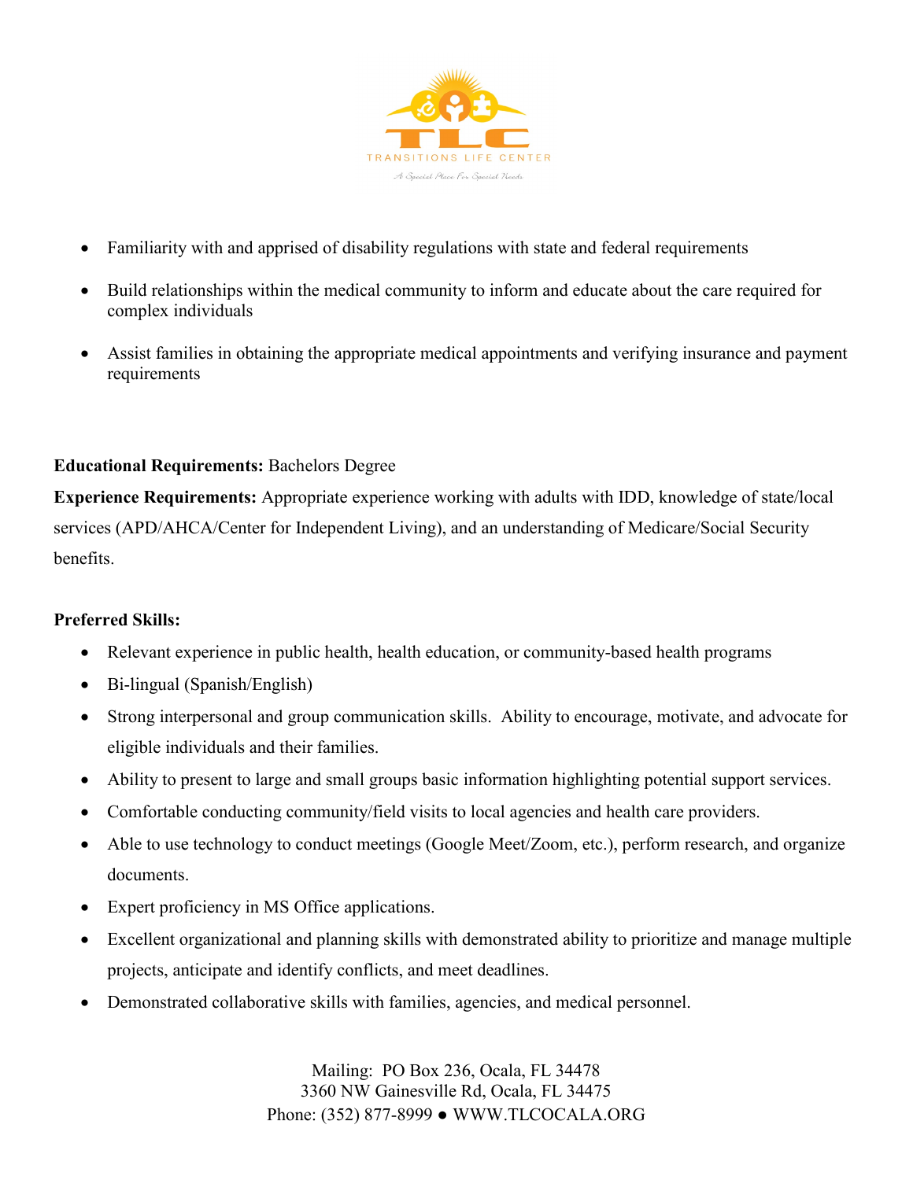- Familiarity with and apprised of disability regulations with state and federal requirements
- Build relationships within the medical community to inform and educate about the care required for complex individuals
- Assist families in obtaining the appropriate medical appointments and verifying insurance and payment requirements

**Educational Requirements:** Bachelors Degree

**Experience Requirements:** Appropriate experience working with adults with IDD, knowledge of state/local services (APD/AHCA/Center for Independent Living), and an understanding of Medicare/Social Security benefits.

**Preferred Skills:**

- Relevant experience in public health, health education, or community-based health programs
- Bi-lingual (Spanish/English)
- Strong interpersonal and group communication skills. Ability to encourage, motivate, and advocate for eligible individuals and their families.
- Ability to present to large and small groups basic information highlighting potential support services.
- Comfortable conducting community/field visits to local agencies and health care providers.
- Able to use technology to conduct meetings (Google Meet/Zoom, etc.), perform research, and organize documents.
- Expert proficiency in MS Office applications.
- Excellent organizational and planning skills with demonstrated ability to prioritize and manage multiple projects, anticipate and identify conflicts, and meet deadlines.
- Demonstrated collaborative skills with families, agencies, and medical personnel.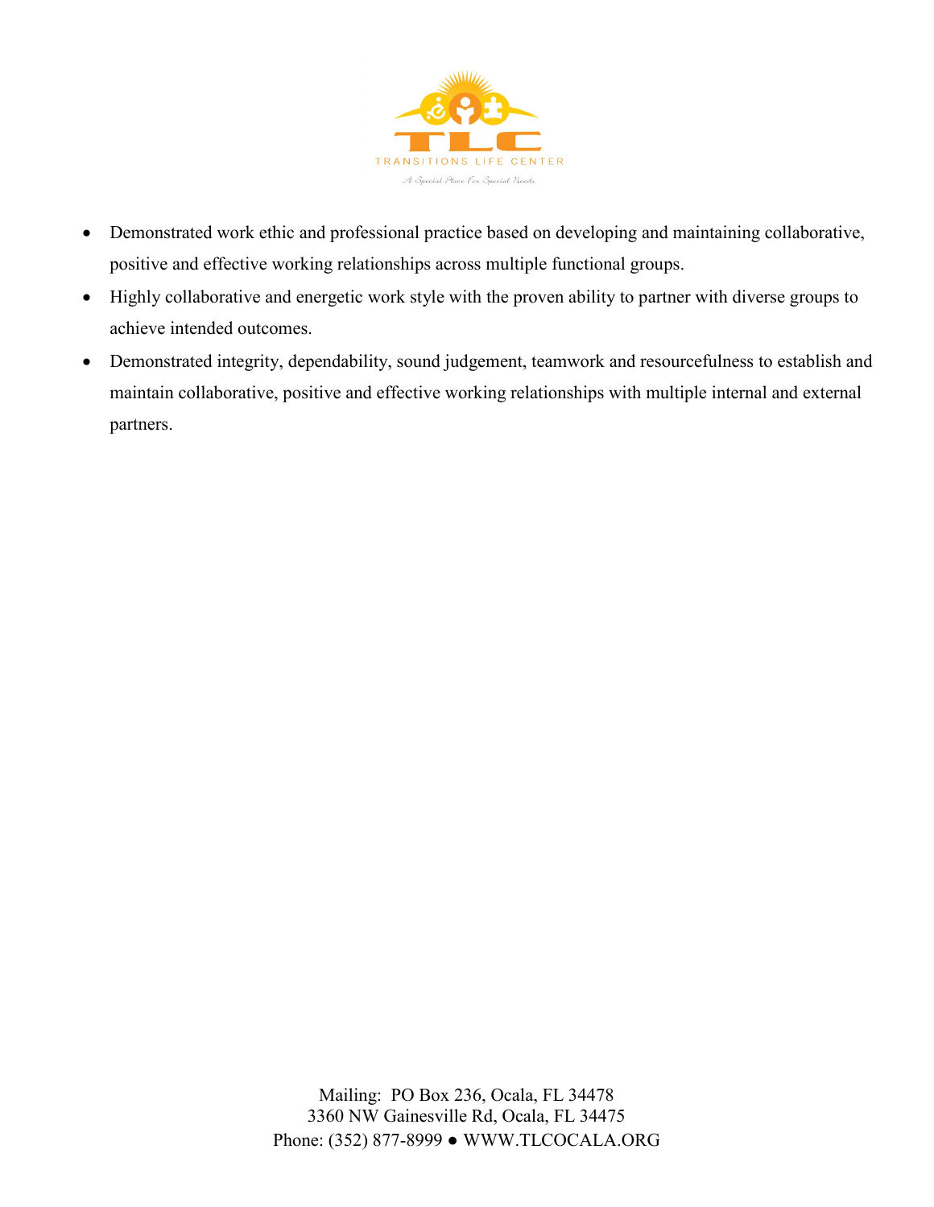- Demonstrated work ethic and professional practice based on developing and maintaining collaborative, positive and effective working relationships across multiple functional groups.
- Highly collaborative and energetic work style with the proven ability to partner with diverse groups to achieve intended outcomes.
- Demonstrated integrity, dependability, sound judgement, teamwork and resourcefulness to establish and maintain collaborative, positive and effective working relationships with multiple internal and external partners.